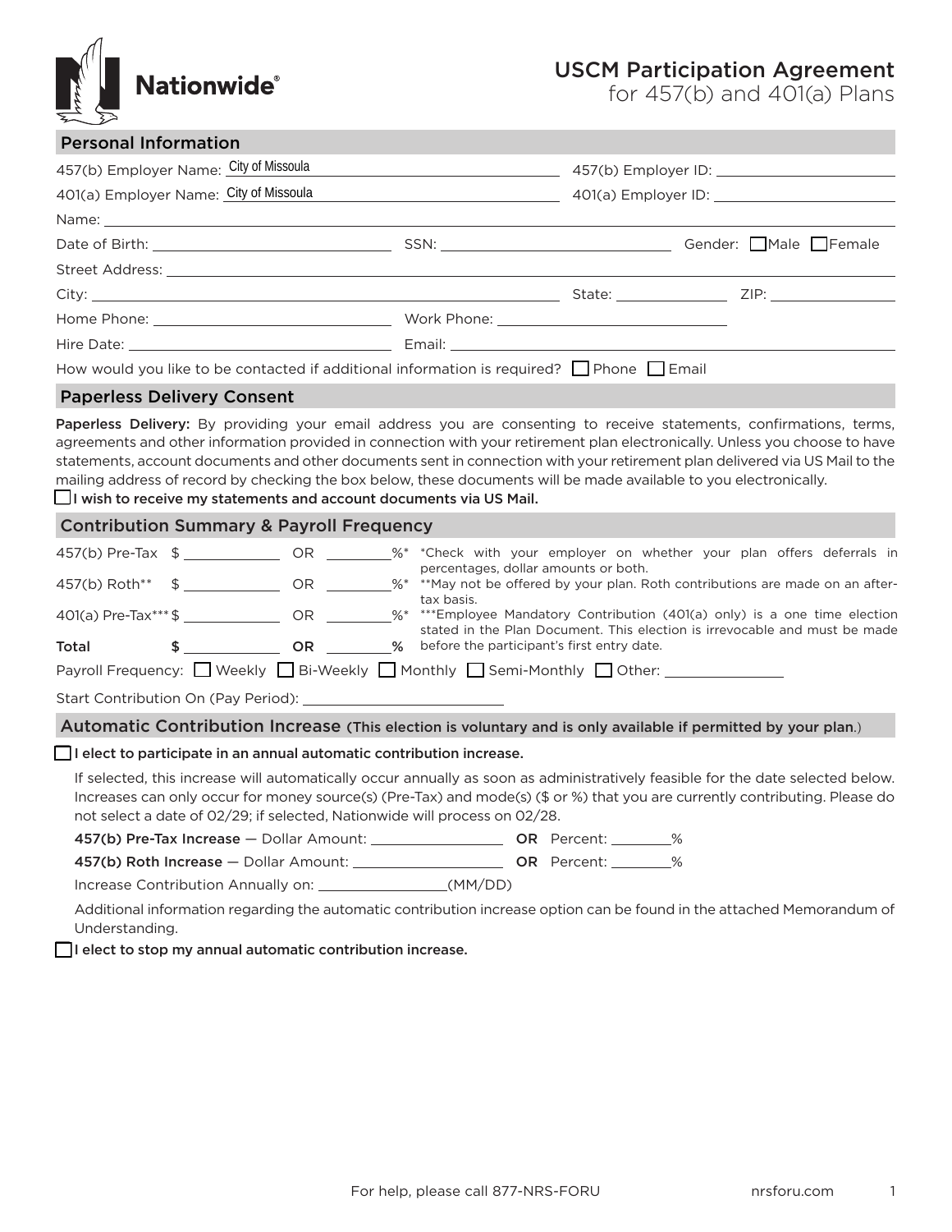Nationwide®

# USCM Participation Agreement
for 457(b) and 401(a) Plans

## Personal Information

457(b) Employer Name: City of Missoula  457(b) Employer ID: ______

401(a) Employer Name: City of Missoula  401(a) Employer ID: ______

Name: ______

Date of Birth: ______ SSN: ______ Gender: ☐ Male ☐ Female

Street Address: ______

City: ______ State: ______ ZIP: ______

Home Phone: ______ Work Phone: ______

Hire Date: ______ Email: ______

How would you like to be contacted if additional information is required? ☐ Phone ☐ Email

## Paperless Delivery Consent

**Paperless Delivery:** By providing your email address you are consenting to receive statements, confirmations, terms, agreements and other information provided in connection with your retirement plan electronically. Unless you choose to have statements, account documents and other documents sent in connection with your retirement plan delivered via US Mail to the mailing address of record by checking the box below, these documents will be made available to you electronically.

☐ **I wish to receive my statements and account documents via US Mail.**

## Contribution Summary & Payroll Frequency

| | | | | |
|---|---|---|---|---|
| 457(b) Pre-Tax | $ ______ | OR | ______%* | *Check with your employer on whether your plan offers deferrals in percentages, dollar amounts or both. |
| 457(b) Roth** | $ ______ | OR | ______%* | **May not be offered by your plan. Roth contributions are made on an after-tax basis. |
| 401(a) Pre-Tax*** | $ ______ | OR | ______%* | ***Employee Mandatory Contribution (401(a) only) is a one time election stated in the Plan Document. This election is irrevocable and must be made before the participant's first entry date. |
| **Total** | $ ______ | **OR** | ______% | |

Payroll Frequency: ☐ Weekly ☐ Bi-Weekly ☐ Monthly ☐ Semi-Monthly ☐ Other: ______

Start Contribution On (Pay Period): ______

## Automatic Contribution Increase (This election is voluntary and is only available if permitted by your plan.)

☐ **I elect to participate in an annual automatic contribution increase.**

If selected, this increase will automatically occur annually as soon as administratively feasible for the date selected below. Increases can only occur for money source(s) (Pre-Tax) and mode(s) ($ or %) that you are currently contributing. Please do not select a date of 02/29; if selected, Nationwide will process on 02/28.

**457(b) Pre-Tax Increase** — Dollar Amount: ______ **OR** Percent: ______%

**457(b) Roth Increase** — Dollar Amount: ______ **OR** Percent: ______%

Increase Contribution Annually on: ______(MM/DD)

Additional information regarding the automatic contribution increase option can be found in the attached Memorandum of Understanding.

☐ **I elect to stop my annual automatic contribution increase.**

For help, please call 877-NRS-FORU  nrsforu.com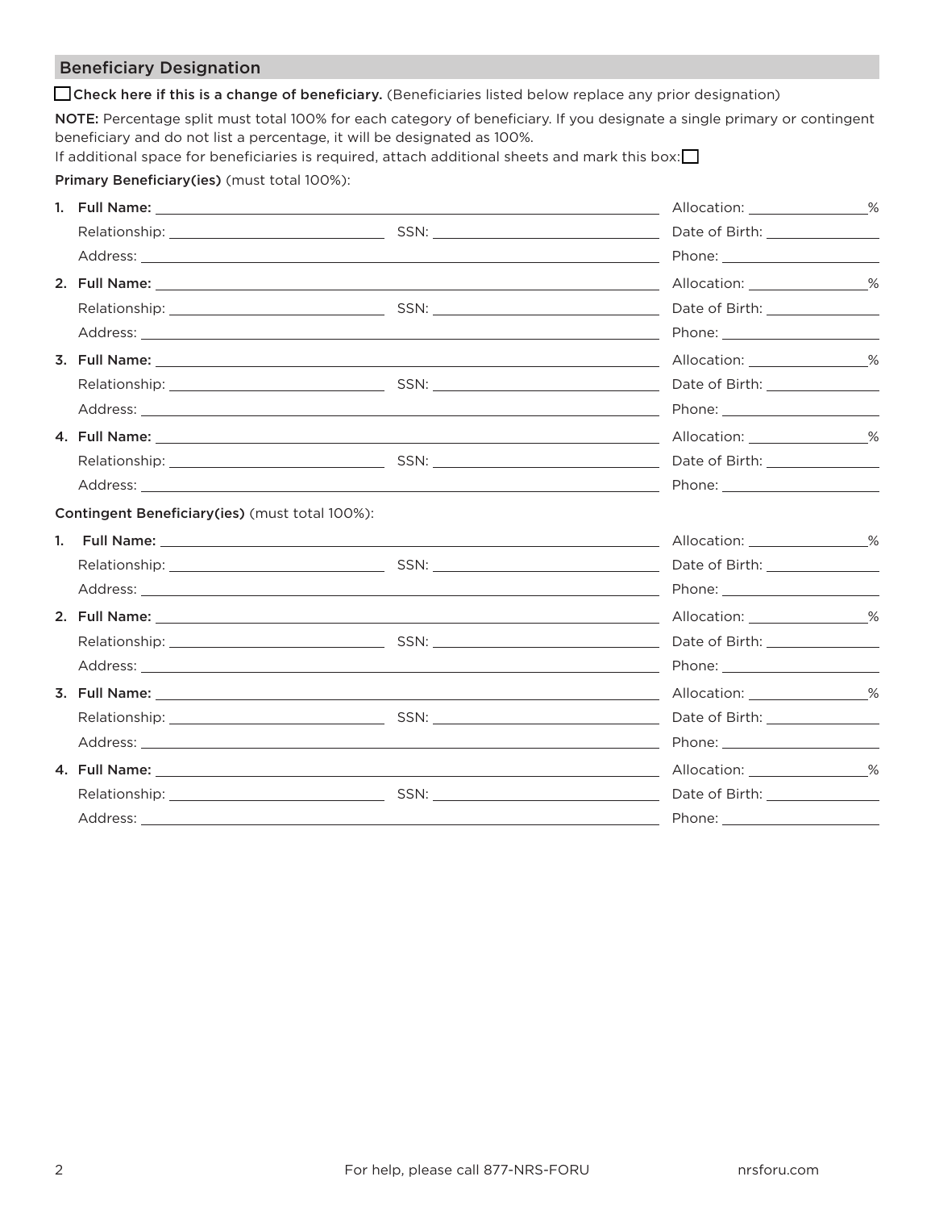## Beficiary Designation

☐ **Check here if this is a change of beneficiary.** (Beneficiaries listed below replace any prior designation)

**NOTE:** Percentage split must total 100% for each category of beneficiary. If you designate a single primary or contingent beneficiary and do not list a percentage, it will be designated as 100%.

If additional space for beneficiaries is required, attach additional sheets and mark this box: ☐

**Primary Beneficiary(ies)** (must total 100%):

1. **Full Name:** ______________________________ Allocation: __________%
   Relationship: ______________ SSN: ______________ Date of Birth: ______________
   Address: ______________________________ Phone: ______________

2. **Full Name:** ______________________________ Allocation: __________%
   Relationship: ______________ SSN: ______________ Date of Birth: ______________
   Address: ______________________________ Phone: ______________

3. **Full Name:** ______________________________ Allocation: __________%
   Relationship: ______________ SSN: ______________ Date of Birth: ______________
   Address: ______________________________ Phone: ______________

4. **Full Name:** ______________________________ Allocation: __________%
   Relationship: ______________ SSN: ______________ Date of Birth: ______________
   Address: ______________________________ Phone: ______________

**Contingent Beneficiary(ies)** (must total 100%):

1. **Full Name:** ______________________________ Allocation: __________%
   Relationship: ______________ SSN: ______________ Date of Birth: ______________
   Address: ______________________________ Phone: ______________

2. **Full Name:** ______________________________ Allocation: __________%
   Relationship: ______________ SSN: ______________ Date of Birth: ______________
   Address: ______________________________ Phone: ______________

3. **Full Name:** ______________________________ Allocation: __________%
   Relationship: ______________ SSN: ______________ Date of Birth: ______________
   Address: ______________________________ Phone: ______________

4. **Full Name:** ______________________________ Allocation: __________%
   Relationship: ______________ SSN: ______________ Date of Birth: ______________
   Address: ______________________________ Phone: ______________

For help, please call 877-NRS-FORU nrsforu.com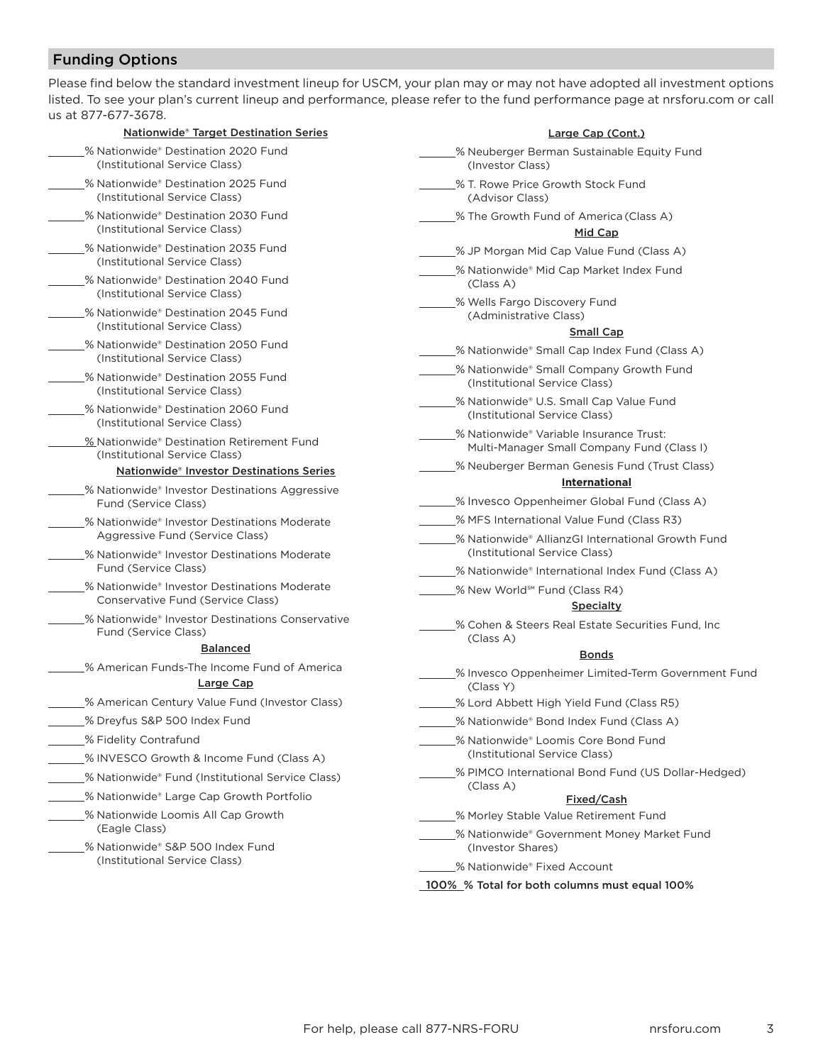## Funding Options

Please find below the standard investment lineup for USCM, your plan may or may not have adopted all investment options listed. To see your plan's current lineup and performance, please refer to the fund performance page at nrsforu.com or call us at 877-677-3678.

**Nationwide® Target Destination Series**

- ______% Nationwide® Destination 2020 Fund (Institutional Service Class)
- ______% Nationwide® Destination 2025 Fund (Institutional Service Class)
- ______% Nationwide® Destination 2030 Fund (Institutional Service Class)
- ______% Nationwide® Destination 2035 Fund (Institutional Service Class)
- ______% Nationwide® Destination 2040 Fund (Institutional Service Class)
- ______% Nationwide® Destination 2045 Fund (Institutional Service Class)
- ______% Nationwide® Destination 2050 Fund (Institutional Service Class)
- ______% Nationwide® Destination 2055 Fund (Institutional Service Class)
- ______% Nationwide® Destination 2060 Fund (Institutional Service Class)
- ______% Nationwide® Destination Retirement Fund (Institutional Service Class)

**Nationwide® Investor Destinations Series**

- ______% Nationwide® Investor Destinations Aggressive Fund (Service Class)
- ______% Nationwide® Investor Destinations Moderate Aggressive Fund (Service Class)
- ______% Nationwide® Investor Destinations Moderate Fund (Service Class)
- ______% Nationwide® Investor Destinations Moderate Conservative Fund (Service Class)
- ______% Nationwide® Investor Destinations Conservative Fund (Service Class)

**Balanced**

- ______% American Funds-The Income Fund of America

**Large Cap**

- ______% American Century Value Fund (Investor Class)
- ______% Dreyfus S&P 500 Index Fund
- ______% Fidelity Contrafund
- ______% INVESCO Growth & Income Fund (Class A)
- ______% Nationwide® Fund (Institutional Service Class)
- ______% Nationwide® Large Cap Growth Portfolio
- ______% Nationwide Loomis All Cap Growth (Eagle Class)
- ______% Nationwide® S&P 500 Index Fund (Institutional Service Class)

**Large Cap (Cont.)**

- ______% Neuberger Berman Sustainable Equity Fund (Investor Class)
- ______% T. Rowe Price Growth Stock Fund (Advisor Class)
- ______% The Growth Fund of America (Class A)

**Mid Cap**

- ______% JP Morgan Mid Cap Value Fund (Class A)
- ______% Nationwide® Mid Cap Market Index Fund (Class A)
- ______% Wells Fargo Discovery Fund (Administrative Class)

**Small Cap**

- ______% Nationwide® Small Cap Index Fund (Class A)
- ______% Nationwide® Small Company Growth Fund (Institutional Service Class)
- ______% Nationwide® U.S. Small Cap Value Fund (Institutional Service Class)
- ______% Nationwide® Variable Insurance Trust: Multi-Manager Small Company Fund (Class I)
- ______% Neuberger Berman Genesis Fund (Trust Class)

**International**

- ______% Invesco Oppenheimer Global Fund (Class A)
- ______% MFS International Value Fund (Class R3)
- ______% Nationwide® AllianzGI International Growth Fund (Institutional Service Class)
- ______% Nationwide® International Index Fund (Class A)
- ______% New World℠ Fund (Class R4)

**Specialty**

- ______% Cohen & Steers Real Estate Securities Fund, Inc (Class A)

**Bonds**

- ______% Invesco Oppenheimer Limited-Term Government Fund (Class Y)
- ______% Lord Abbett High Yield Fund (Class R5)
- ______% Nationwide® Bond Index Fund (Class A)
- ______% Nationwide® Loomis Core Bond Fund (Institutional Service Class)
- ______% PIMCO International Bond Fund (US Dollar-Hedged) (Class A)

**Fixed/Cash**

- ______% Morley Stable Value Retirement Fund
- ______% Nationwide® Government Money Market Fund (Investor Shares)
- ______% Nationwide® Fixed Account

**100% % Total for both columns must equal 100%**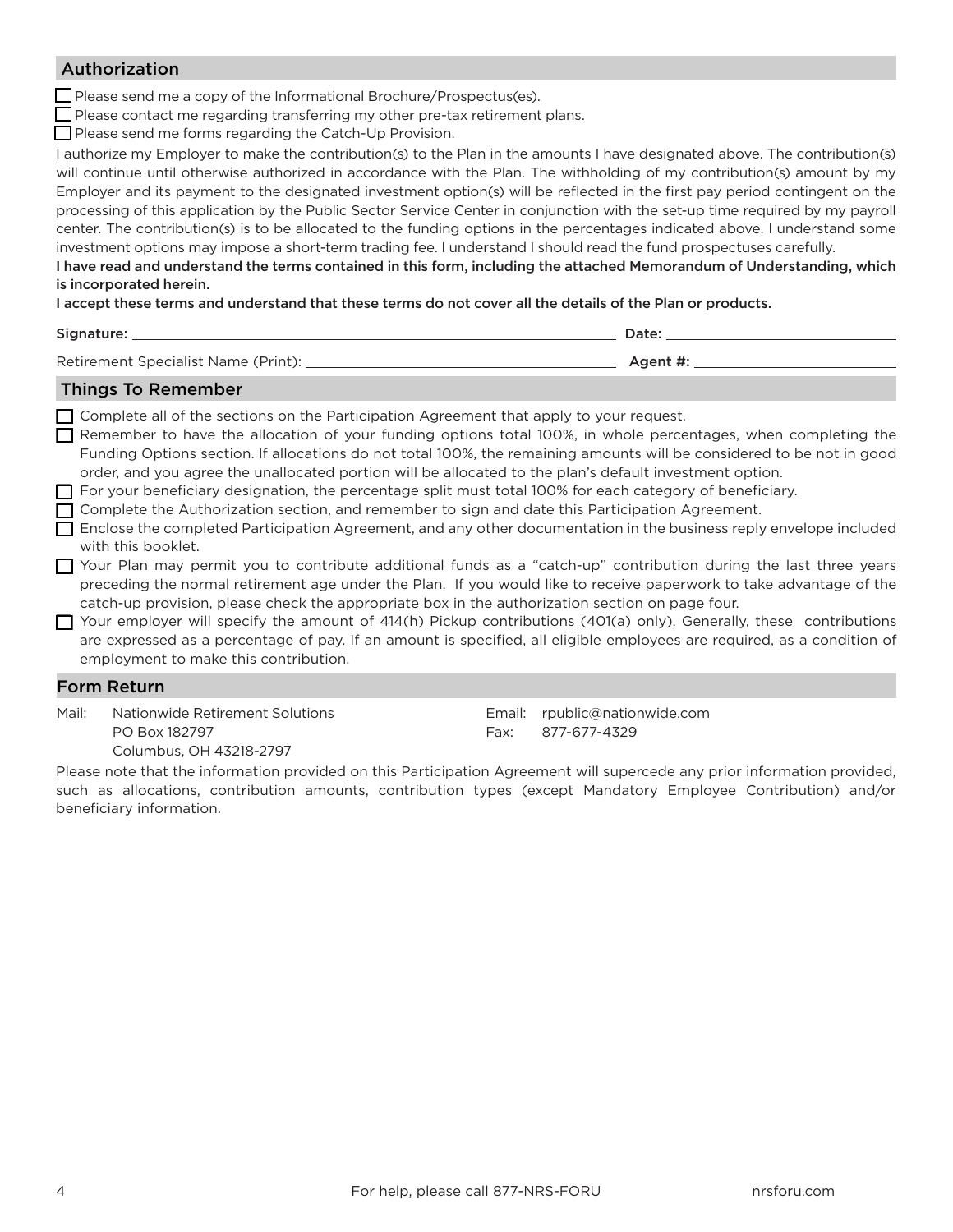## Authorization

- ☐ Please send me a copy of the Informational Brochure/Prospectus(es).
- ☐ Please contact me regarding transferring my other pre-tax retirement plans.
- ☐ Please send me forms regarding the Catch-Up Provision.

I authorize my Employer to make the contribution(s) to the Plan in the amounts I have designated above. The contribution(s) will continue until otherwise authorized in accordance with the Plan. The withholding of my contribution(s) amount by my Employer and its payment to the designated investment option(s) will be reflected in the first pay period contingent on the processing of this application by the Public Sector Service Center in conjunction with the set-up time required by my payroll center. The contribution(s) is to be allocated to the funding options in the percentages indicated above. I understand some investment options may impose a short-term trading fee. I understand I should read the fund prospectuses carefully.

**I have read and understand the terms contained in this form, including the attached Memorandum of Understanding, which is incorporated herein.**

**I accept these terms and understand that these terms do not cover all the details of the Plan or products.**

**Signature:** ______________________________ **Date:** ______________________

Retirement Specialist Name (Print): ______________________________ **Agent #:** ______________________

## Things To Remember

- ☐ Complete all of the sections on the Participation Agreement that apply to your request.
- ☐ Remember to have the allocation of your funding options total 100%, in whole percentages, when completing the Funding Options section. If allocations do not total 100%, the remaining amounts will be considered to be not in good order, and you agree the unallocated portion will be allocated to the plan's default investment option.
- ☐ For your beneficiary designation, the percentage split must total 100% for each category of beneficiary.
- ☐ Complete the Authorization section, and remember to sign and date this Participation Agreement.
- ☐ Enclose the completed Participation Agreement, and any other documentation in the business reply envelope included with this booklet.
- ☐ Your Plan may permit you to contribute additional funds as a "catch-up" contribution during the last three years preceding the normal retirement age under the Plan. If you would like to receive paperwork to take advantage of the catch-up provision, please check the appropriate box in the authorization section on page four.
- ☐ Your employer will specify the amount of 414(h) Pickup contributions (401(a) only). Generally, these contributions are expressed as a percentage of pay. If an amount is specified, all eligible employees are required, as a condition of employment to make this contribution.

## Form Return

Mail: Nationwide Retirement Solutions
PO Box 182797
Columbus, OH 43218-2797

Email: rpublic@nationwide.com
Fax: 877-677-4329

Please note that the information provided on this Participation Agreement will supercede any prior information provided, such as allocations, contribution amounts, contribution types (except Mandatory Employee Contribution) and/or beneficiary information.

For help, please call 877-NRS-FORU nrsforu.com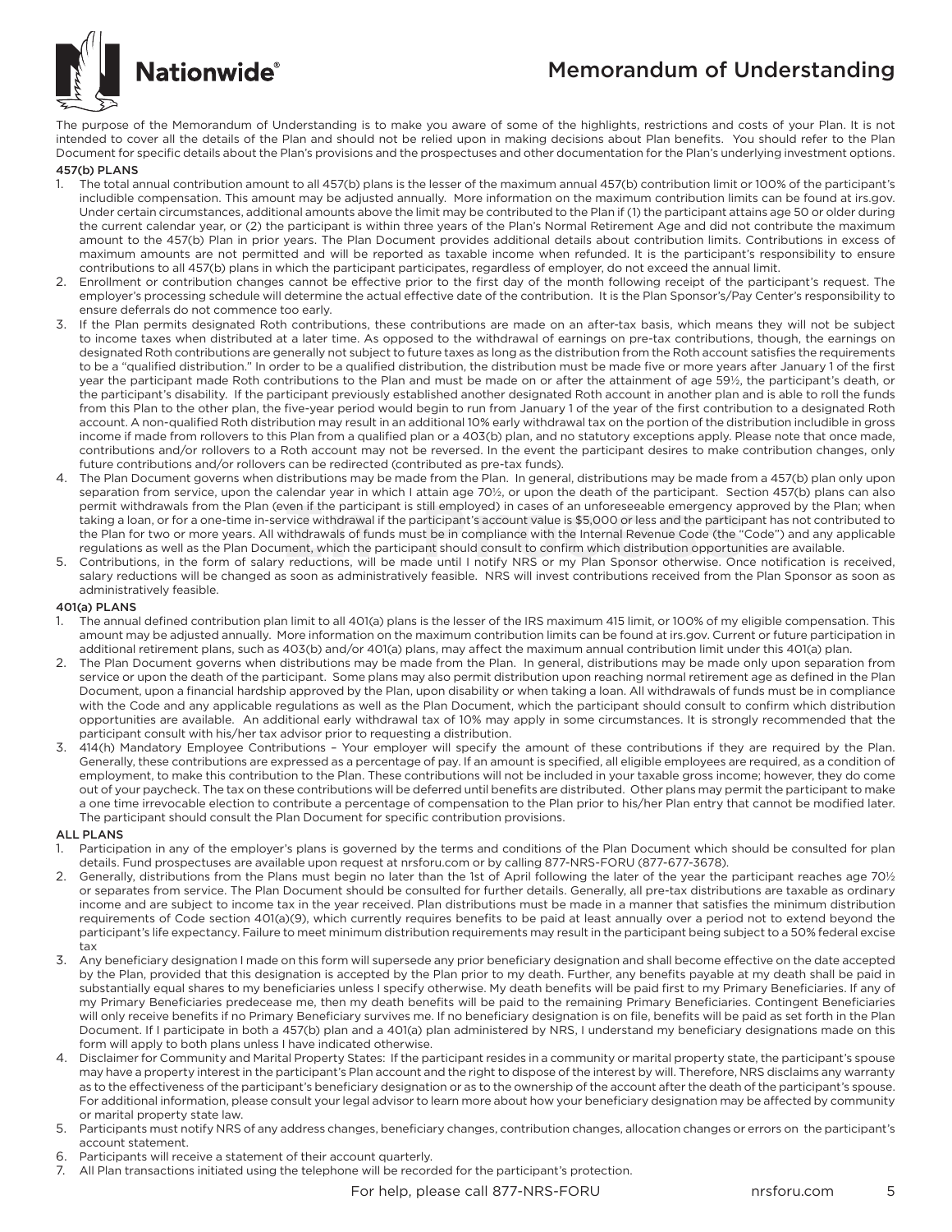# Memorandum of Understanding

The purpose of the Memorandum of Understanding is to make you aware of some of the highlights, restrictions and costs of your Plan. It is not intended to cover all the details of the Plan and should not be relied upon in making decisions about Plan benefits. You should refer to the Plan Document for specific details about the Plan's provisions and the prospectuses and other documentation for the Plan's underlying investment options.

## 457(b) PLANS

1. The total annual contribution amount to all 457(b) plans is the lesser of the maximum annual 457(b) contribution limit or 100% of the participant's includible compensation. This amount may be adjusted annually. More information on the maximum contribution limits can be found at irs.gov. Under certain circumstances, additional amounts above the limit may be contributed to the Plan if (1) the participant attains age 50 or older during the current calendar year, or (2) the participant is within three years of the Plan's Normal Retirement Age and did not contribute the maximum amount to the 457(b) Plan in prior years. The Plan Document provides additional details about contribution limits. Contributions in excess of maximum amounts are not permitted and will be reported as taxable income when refunded. It is the participant's responsibility to ensure contributions to all 457(b) plans in which the participant participates, regardless of employer, do not exceed the annual limit.
2. Enrollment or contribution changes cannot be effective prior to the first day of the month following receipt of the participant's request. The employer's processing schedule will determine the actual effective date of the contribution. It is the Plan Sponsor's/Pay Center's responsibility to ensure deferrals do not commence too early.
3. If the Plan permits designated Roth contributions, these contributions are made on an after-tax basis, which means they will not be subject to income taxes when distributed at a later time. As opposed to the withdrawal of earnings on pre-tax contributions, though, the earnings on designated Roth contributions are generally not subject to future taxes as long as the distribution from the Roth account satisfies the requirements to be a "qualified distribution." In order to be a qualified distribution, the distribution must be made five or more years after January 1 of the first year the participant made Roth contributions to the Plan and must be made on or after the attainment of age 59½, the participant's death, or the participant's disability. If the participant previously established another designated Roth account in another plan and is able to roll the funds from this Plan to the other plan, the five-year period would begin to run from January 1 of the year of the first contribution to a designated Roth account. A non-qualified Roth distribution may result in an additional 10% early withdrawal tax on the portion of the distribution includible in gross income if made from rollovers to this Plan from a qualified plan or a 403(b) plan, and no statutory exceptions apply. Please note that once made, contributions and/or rollovers to a Roth account may not be reversed. In the event the participant desires to make contribution changes, only future contributions and/or rollovers can be redirected (contributed as pre-tax funds).
4. The Plan Document governs when distributions may be made from the Plan. In general, distributions may be made from a 457(b) plan only upon separation from service, upon the calendar year in which I attain age 70½, or upon the death of the participant. Section 457(b) plans can also permit withdrawals from the Plan (even if the participant is still employed) in cases of an unforeseeable emergency approved by the Plan; when taking a loan, or for a one-time in-service withdrawal if the participant's account value is $5,000 or less and the participant has not contributed to the Plan for two or more years. All withdrawals of funds must be in compliance with the Internal Revenue Code (the "Code") and any applicable regulations as well as the Plan Document, which the participant should consult to confirm which distribution opportunities are available.
5. Contributions, in the form of salary reductions, will be made until I notify NRS or my Plan Sponsor otherwise. Once notification is received, salary reductions will be changed as soon as administratively feasible. NRS will invest contributions received from the Plan Sponsor as soon as administratively feasible.

## 401(a) PLANS

1. The annual defined contribution plan limit to all 401(a) plans is the lesser of the IRS maximum 415 limit, or 100% of my eligible compensation. This amount may be adjusted annually. More information on the maximum contribution limits can be found at irs.gov. Current or future participation in additional retirement plans, such as 403(b) and/or 401(a) plans, may affect the maximum annual contribution limit under this 401(a) plan.
2. The Plan Document governs when distributions may be made from the Plan. In general, distributions may be made only upon separation from service or upon the death of the participant. Some plans may also permit distribution upon reaching normal retirement age as defined in the Plan Document, upon a financial hardship approved by the Plan, upon disability or when taking a loan. All withdrawals of funds must be in compliance with the Code and any applicable regulations as well as the Plan Document, which the participant should consult to confirm which distribution opportunities are available. An additional early withdrawal tax of 10% may apply in some circumstances. It is strongly recommended that the participant consult with his/her tax advisor prior to requesting a distribution.
3. 414(h) Mandatory Employee Contributions – Your employer will specify the amount of these contributions if they are required by the Plan. Generally, these contributions are expressed as a percentage of pay. If an amount is specified, all eligible employees are required, as a condition of employment, to make this contribution to the Plan. These contributions will not be included in your taxable gross income; however, they do come out of your paycheck. The tax on these contributions will be deferred until benefits are distributed. Other plans may permit the participant to make a one time irrevocable election to contribute a percentage of compensation to the Plan prior to his/her Plan entry that cannot be modified later. The participant should consult the Plan Document for specific contribution provisions.

## ALL PLANS

1. Participation in any of the employer's plans is governed by the terms and conditions of the Plan Document which should be consulted for plan details. Fund prospectuses are available upon request at nrsforu.com or by calling 877-NRS-FORU (877-677-3678).
2. Generally, distributions from the Plans must begin no later than the 1st of April following the later of the year the participant reaches age 70½ or separates from service. The Plan Document should be consulted for further details. Generally, all pre-tax distributions are taxable as ordinary income and are subject to income tax in the year received. Plan distributions must be made in a manner that satisfies the minimum distribution requirements of Code section 401(a)(9), which currently requires benefits to be paid at least annually over a period not to extend beyond the participant's life expectancy. Failure to meet minimum distribution requirements may result in the participant being subject to a 50% federal excise tax
3. Any beneficiary designation I made on this form will supersede any prior beneficiary designation and shall become effective on the date accepted by the Plan, provided that this designation is accepted by the Plan prior to my death. Further, any benefits payable at my death shall be paid in substantially equal shares to my beneficiaries unless I specify otherwise. My death benefits will be paid first to my Primary Beneficiaries. If any of my Primary Beneficiaries predecease me, then my death benefits will be paid to the remaining Primary Beneficiaries. Contingent Beneficiaries will only receive benefits if no Primary Beneficiary survives me. If no beneficiary designation is on file, benefits will be paid as set forth in the Plan Document. If I participate in both a 457(b) plan and a 401(a) plan administered by NRS, I understand my beneficiary designations made on this form will apply to both plans unless I have indicated otherwise.
4. Disclaimer for Community and Marital Property States: If the participant resides in a community or marital property state, the participant's spouse may have a property interest in the participant's Plan account and the right to dispose of the interest by will. Therefore, NRS disclaims any warranty as to the effectiveness of the participant's beneficiary designation or as to the ownership of the account after the death of the participant's spouse. For additional information, please consult your legal advisor to learn more about how your beneficiary designation may be affected by community or marital property state law.
5. Participants must notify NRS of any address changes, beneficiary changes, contribution changes, allocation changes or errors on the participant's account statement.
6. Participants will receive a statement of their account quarterly.
7. All Plan transactions initiated using the telephone will be recorded for the participant's protection.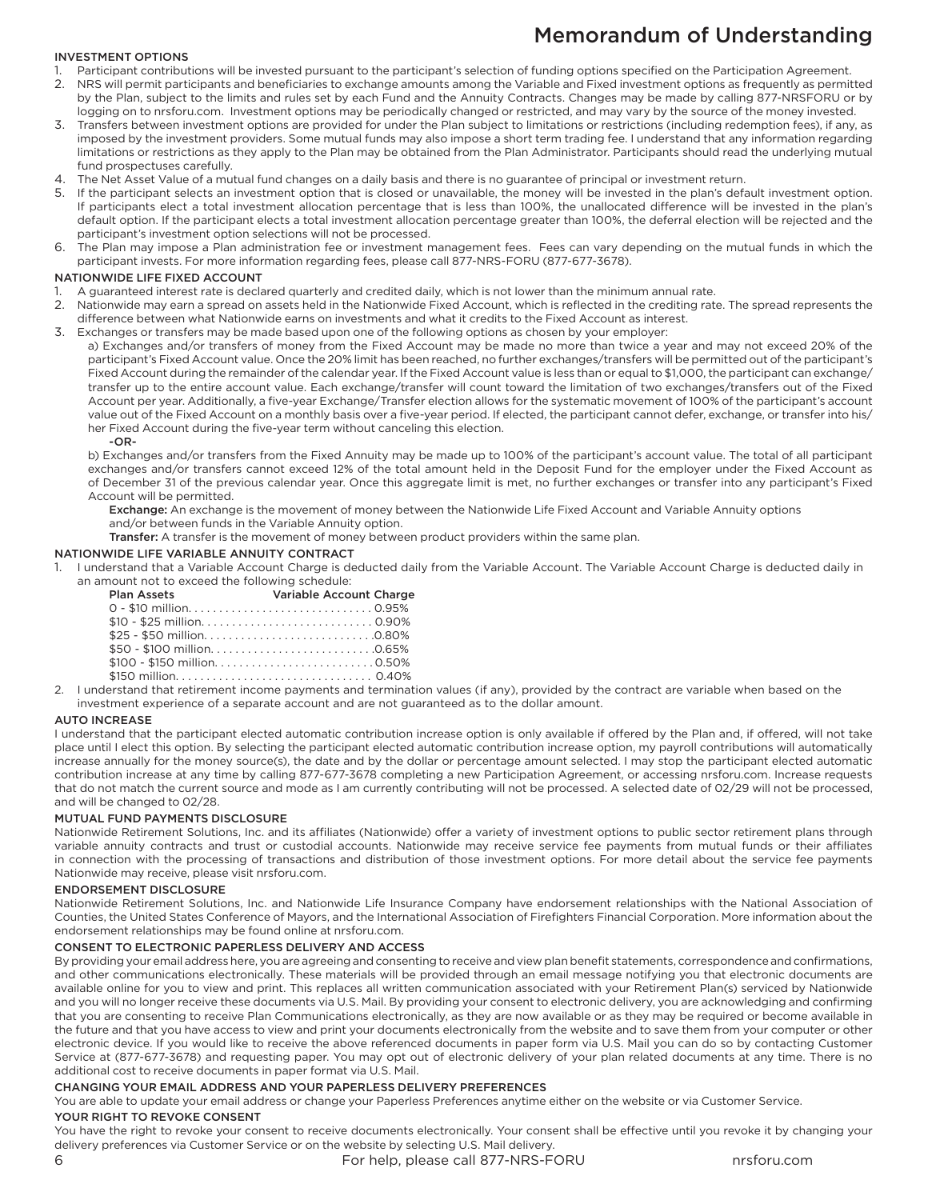# Memorandum of Understanding

## INVESTMENT OPTIONS

1. Participant contributions will be invested pursuant to the participant's selection of funding options specified on the Participation Agreement.
2. NRS will permit participants and beneficiaries to exchange amounts among the Variable and Fixed investment options as frequently as permitted by the Plan, subject to the limits and rules set by each Fund and the Annuity Contracts. Changes may be made by calling 877-NRSFORU or by logging on to nrsforu.com. Investment options may be periodically changed or restricted, and may vary by the source of the money invested.
3. Transfers between investment options are provided for under the Plan subject to limitations or restrictions (including redemption fees), if any, as imposed by the investment providers. Some mutual funds may also impose a short term trading fee. I understand that any information regarding limitations or restrictions as they apply to the Plan may be obtained from the Plan Administrator. Participants should read the underlying mutual fund prospectuses carefully.
4. The Net Asset Value of a mutual fund changes on a daily basis and there is no guarantee of principal or investment return.
5. If the participant selects an investment option that is closed or unavailable, the money will be invested in the plan's default investment option. If participants elect a total investment allocation percentage that is less than 100%, the unallocated difference will be invested in the plan's default option. If the participant elects a total investment allocation percentage greater than 100%, the deferral election will be rejected and the participant's investment option selections will not be processed.
6. The Plan may impose a Plan administration fee or investment management fees. Fees can vary depending on the mutual funds in which the participant invests. For more information regarding fees, please call 877-NRS-FORU (877-677-3678).

## NATIONWIDE LIFE FIXED ACCOUNT

1. A guaranteed interest rate is declared quarterly and credited daily, which is not lower than the minimum annual rate.
2. Nationwide may earn a spread on assets held in the Nationwide Fixed Account, which is reflected in the crediting rate. The spread represents the difference between what Nationwide earns on investments and what it credits to the Fixed Account as interest.
3. Exchanges or transfers may be made based upon one of the following options as chosen by your employer:

   a) Exchanges and/or transfers of money from the Fixed Account may be made no more than twice a year and may not exceed 20% of the participant's Fixed Account value. Once the 20% limit has been reached, no further exchanges/transfers will be permitted out of the participant's Fixed Account during the remainder of the calendar year. If the Fixed Account value is less than or equal to $1,000, the participant can exchange/transfer up to the entire account value. Each exchange/transfer will count toward the limitation of two exchanges/transfers out of the Fixed Account per year. Additionally, a five-year Exchange/Transfer election allows for the systematic movement of 100% of the participant's account value out of the Fixed Account on a monthly basis over a five-year period. If elected, the participant cannot defer, exchange, or transfer into his/her Fixed Account during the five-year term without canceling this election.

   **-OR-**

   b) Exchanges and/or transfers from the Fixed Annuity may be made up to 100% of the participant's account value. The total of all participant exchanges and/or transfers cannot exceed 12% of the total amount held in the Deposit Fund for the employer under the Fixed Account as of December 31 of the previous calendar year. Once this aggregate limit is met, no further exchanges or transfer into any participant's Fixed Account will be permitted.

   **Exchange:** An exchange is the movement of money between the Nationwide Life Fixed Account and Variable Annuity options and/or between funds in the Variable Annuity option.

   **Transfer:** A transfer is the movement of money between product providers within the same plan.

## NATIONWIDE LIFE VARIABLE ANNUITY CONTRACT

1. I understand that a Variable Account Charge is deducted daily from the Variable Account. The Variable Account Charge is deducted daily in an amount not to exceed the following schedule:

| Plan Assets | Variable Account Charge |
|---|---|
| 0 - $10 million | 0.95% |
| $10 - $25 million | 0.90% |
| $25 - $50 million | 0.80% |
| $50 - $100 million | 0.65% |
| $100 - $150 million | 0.50% |
| $150 million | 0.40% |

2. I understand that retirement income payments and termination values (if any), provided by the contract are variable when based on the investment experience of a separate account and are not guaranteed as to the dollar amount.

## AUTO INCREASE

I understand that the participant elected automatic contribution increase option is only available if offered by the Plan and, if offered, will not take place until I elect this option. By selecting the participant elected automatic contribution increase option, my payroll contributions will automatically increase annually for the money source(s), the date and by the dollar or percentage amount selected. I may stop the participant elected automatic contribution increase at any time by calling 877-677-3678 completing a new Participation Agreement, or accessing nrsforu.com. Increase requests that do not match the current source and mode as I am currently contributing will not be processed. A selected date of 02/29 will not be processed, and will be changed to 02/28.

## MUTUAL FUND PAYMENTS DISCLOSURE

Nationwide Retirement Solutions, Inc. and its affiliates (Nationwide) offer a variety of investment options to public sector retirement plans through variable annuity contracts and trust or custodial accounts. Nationwide may receive service fee payments from mutual funds or their affiliates in connection with the processing of transactions and distribution of those investment options. For more detail about the service fee payments Nationwide may receive, please visit nrsforu.com.

## ENDORSEMENT DISCLOSURE

Nationwide Retirement Solutions, Inc. and Nationwide Life Insurance Company have endorsement relationships with the National Association of Counties, the United States Conference of Mayors, and the International Association of Firefighters Financial Corporation. More information about the endorsement relationships may be found online at nrsforu.com.

## CONSENT TO ELECTRONIC PAPERLESS DELIVERY AND ACCESS

By providing your email address here, you are agreeing and consenting to receive and view plan benefit statements, correspondence and confirmations, and other communications electronically. These materials will be provided through an email message notifying you that electronic documents are available online for you to view and print. This replaces all written communication associated with your Retirement Plan(s) serviced by Nationwide and you will no longer receive these documents via U.S. Mail. By providing your consent to electronic delivery, you are acknowledging and confirming that you are consenting to receive Plan Communications electronically, as they are now available or as they may be required or become available in the future and that you have access to view and print your documents electronically from the website and to save them from your computer or other electronic device. If you would like to receive the above referenced documents in paper form via U.S. Mail you can do so by contacting Customer Service at (877-677-3678) and requesting paper. You may opt out of electronic delivery of your plan related documents at any time. There is no additional cost to receive documents in paper format via U.S. Mail.

## CHANGING YOUR EMAIL ADDRESS AND YOUR PAPERLESS DELIVERY PREFERENCES

You are able to update your email address or change your Paperless Preferences anytime either on the website or via Customer Service.

## YOUR RIGHT TO REVOKE CONSENT

You have the right to revoke your consent to receive documents electronically. Your consent shall be effective until you revoke it by changing your delivery preferences via Customer Service or on the website by selecting U.S. Mail delivery.